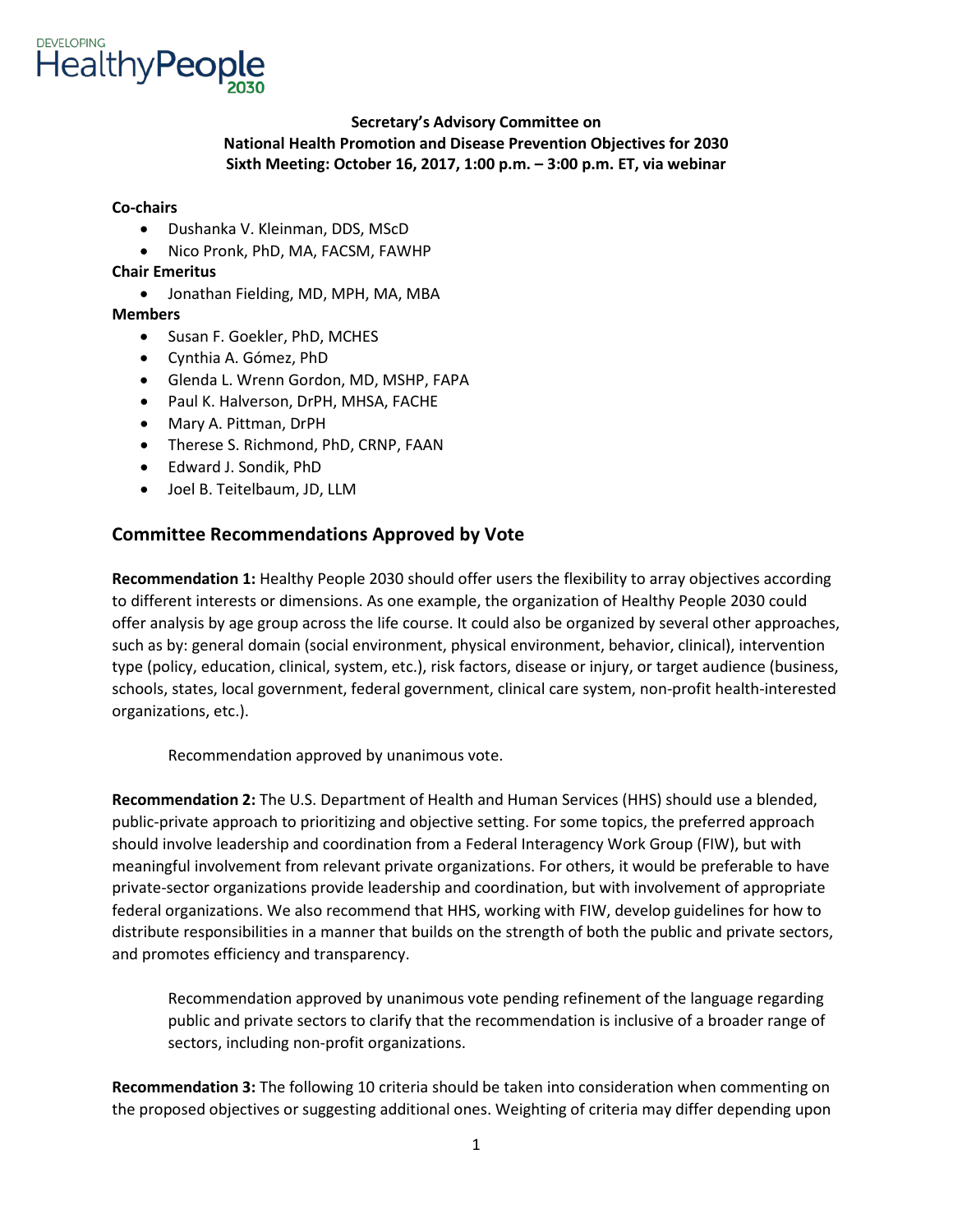DEVELOPING
HealthyPeople
2030

**Secretary's Advisory Committee on**
**National Health Promotion and Disease Prevention Objectives for 2030**
**Sixth Meeting: October 16, 2017, 1:00 p.m. – 3:00 p.m. ET, via webinar**

**Co-chairs**

- Dushanka V. Kleinman, DDS, MScD
- Nico Pronk, PhD, MA, FACSM, FAWHP

**Chair Emeritus**

- Jonathan Fielding, MD, MPH, MA, MBA

**Members**

- Susan F. Goekler, PhD, MCHES
- Cynthia A. Gómez, PhD
- Glenda L. Wrenn Gordon, MD, MSHP, FAPA
- Paul K. Halverson, DrPH, MHSA, FACHE
- Mary A. Pittman, DrPH
- Therese S. Richmond, PhD, CRNP, FAAN
- Edward J. Sondik, PhD
- Joel B. Teitelbaum, JD, LLM

## Committee Recommendations Approved by Vote

**Recommendation 1:** Healthy People 2030 should offer users the flexibility to array objectives according to different interests or dimensions. As one example, the organization of Healthy People 2030 could offer analysis by age group across the life course. It could also be organized by several other approaches, such as by: general domain (social environment, physical environment, behavior, clinical), intervention type (policy, education, clinical, system, etc.), risk factors, disease or injury, or target audience (business, schools, states, local government, federal government, clinical care system, non-profit health-interested organizations, etc.).

> Recommendation approved by unanimous vote.

**Recommendation 2:** The U.S. Department of Health and Human Services (HHS) should use a blended, public-private approach to prioritizing and objective setting. For some topics, the preferred approach should involve leadership and coordination from a Federal Interagency Work Group (FIW), but with meaningful involvement from relevant private organizations. For others, it would be preferable to have private-sector organizations provide leadership and coordination, but with involvement of appropriate federal organizations. We also recommend that HHS, working with FIW, develop guidelines for how to distribute responsibilities in a manner that builds on the strength of both the public and private sectors, and promotes efficiency and transparency.

> Recommendation approved by unanimous vote pending refinement of the language regarding public and private sectors to clarify that the recommendation is inclusive of a broader range of sectors, including non-profit organizations.

**Recommendation 3:** The following 10 criteria should be taken into consideration when commenting on the proposed objectives or suggesting additional ones. Weighting of criteria may differ depending upon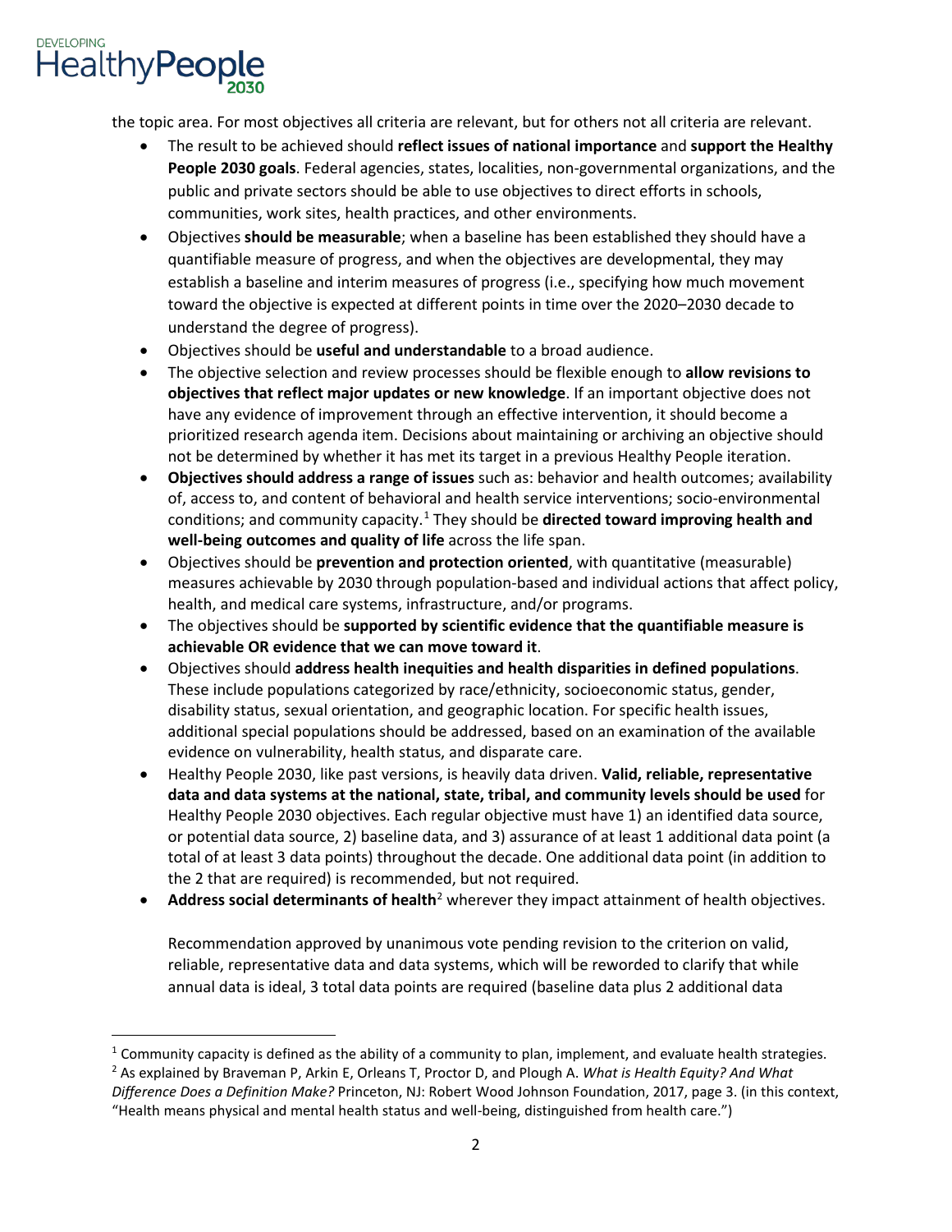the topic area. For most objectives all criteria are relevant, but for others not all criteria are relevant.

- The result to be achieved should **reflect issues of national importance** and **support the Healthy People 2030 goals**. Federal agencies, states, localities, non-governmental organizations, and the public and private sectors should be able to use objectives to direct efforts in schools, communities, work sites, health practices, and other environments.
- Objectives **should be measurable**; when a baseline has been established they should have a quantifiable measure of progress, and when the objectives are developmental, they may establish a baseline and interim measures of progress (i.e., specifying how much movement toward the objective is expected at different points in time over the 2020–2030 decade to understand the degree of progress).
- Objectives should be **useful and understandable** to a broad audience.
- The objective selection and review processes should be flexible enough to **allow revisions to objectives that reflect major updates or new knowledge**. If an important objective does not have any evidence of improvement through an effective intervention, it should become a prioritized research agenda item. Decisions about maintaining or archiving an objective should not be determined by whether it has met its target in a previous Healthy People iteration.
- **Objectives should address a range of issues** such as: behavior and health outcomes; availability of, access to, and content of behavioral and health service interventions; socio-environmental conditions; and community capacity.[1] They should be **directed toward improving health and well-being outcomes and quality of life** across the life span.
- Objectives should be **prevention and protection oriented**, with quantitative (measurable) measures achievable by 2030 through population-based and individual actions that affect policy, health, and medical care systems, infrastructure, and/or programs.
- The objectives should be **supported by scientific evidence that the quantifiable measure is achievable OR evidence that we can move toward it**.
- Objectives should **address health inequities and health disparities in defined populations**. These include populations categorized by race/ethnicity, socioeconomic status, gender, disability status, sexual orientation, and geographic location. For specific health issues, additional special populations should be addressed, based on an examination of the available evidence on vulnerability, health status, and disparate care.
- Healthy People 2030, like past versions, is heavily data driven. **Valid, reliable, representative data and data systems at the national, state, tribal, and community levels should be used** for Healthy People 2030 objectives. Each regular objective must have 1) an identified data source, or potential data source, 2) baseline data, and 3) assurance of at least 1 additional data point (a total of at least 3 data points) throughout the decade. One additional data point (in addition to the 2 that are required) is recommended, but not required.
- **Address social determinants of health**[2] wherever they impact attainment of health objectives.

  Recommendation approved by unanimous vote pending revision to the criterion on valid, reliable, representative data and data systems, which will be reworded to clarify that while annual data is ideal, 3 total data points are required (baseline data plus 2 additional data

---

[1] Community capacity is defined as the ability of a community to plan, implement, and evaluate health strategies.

[2] As explained by Braveman P, Arkin E, Orleans T, Proctor D, and Plough A. *What is Health Equity? And What Difference Does a Definition Make?* Princeton, NJ: Robert Wood Johnson Foundation, 2017, page 3. (in this context, "Health means physical and mental health status and well-being, distinguished from health care.")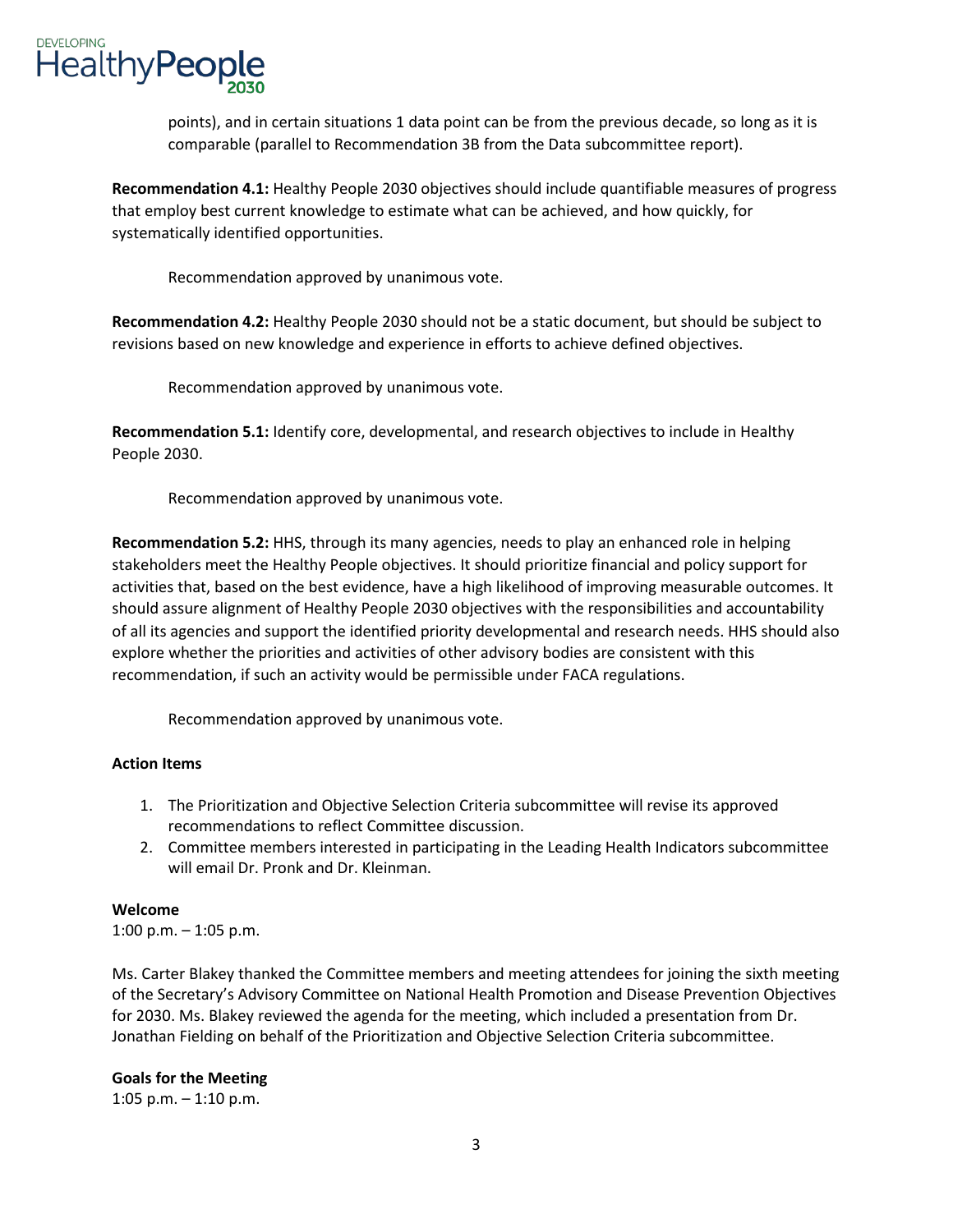points), and in certain situations 1 data point can be from the previous decade, so long as it is comparable (parallel to Recommendation 3B from the Data subcommittee report).

**Recommendation 4.1:** Healthy People 2030 objectives should include quantifiable measures of progress that employ best current knowledge to estimate what can be achieved, and how quickly, for systematically identified opportunities.

Recommendation approved by unanimous vote.

**Recommendation 4.2:** Healthy People 2030 should not be a static document, but should be subject to revisions based on new knowledge and experience in efforts to achieve defined objectives.

Recommendation approved by unanimous vote.

**Recommendation 5.1:** Identify core, developmental, and research objectives to include in Healthy People 2030.

Recommendation approved by unanimous vote.

**Recommendation 5.2:** HHS, through its many agencies, needs to play an enhanced role in helping stakeholders meet the Healthy People objectives. It should prioritize financial and policy support for activities that, based on the best evidence, have a high likelihood of improving measurable outcomes. It should assure alignment of Healthy People 2030 objectives with the responsibilities and accountability of all its agencies and support the identified priority developmental and research needs. HHS should also explore whether the priorities and activities of other advisory bodies are consistent with this recommendation, if such an activity would be permissible under FACA regulations.

Recommendation approved by unanimous vote.

**Action Items**

1. The Prioritization and Objective Selection Criteria subcommittee will revise its approved recommendations to reflect Committee discussion.
2. Committee members interested in participating in the Leading Health Indicators subcommittee will email Dr. Pronk and Dr. Kleinman.

**Welcome**
1:00 p.m. – 1:05 p.m.

Ms. Carter Blakey thanked the Committee members and meeting attendees for joining the sixth meeting of the Secretary's Advisory Committee on National Health Promotion and Disease Prevention Objectives for 2030. Ms. Blakey reviewed the agenda for the meeting, which included a presentation from Dr. Jonathan Fielding on behalf of the Prioritization and Objective Selection Criteria subcommittee.

**Goals for the Meeting**
1:05 p.m. – 1:10 p.m.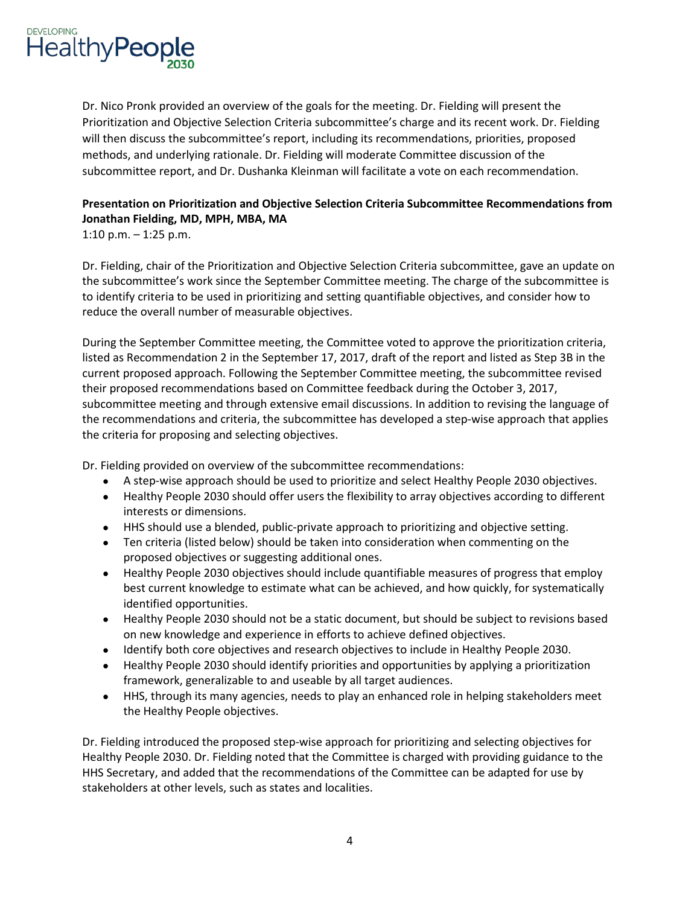Dr. Nico Pronk provided an overview of the goals for the meeting. Dr. Fielding will present the Prioritization and Objective Selection Criteria subcommittee's charge and its recent work. Dr. Fielding will then discuss the subcommittee's report, including its recommendations, priorities, proposed methods, and underlying rationale. Dr. Fielding will moderate Committee discussion of the subcommittee report, and Dr. Dushanka Kleinman will facilitate a vote on each recommendation.

**Presentation on Prioritization and Objective Selection Criteria Subcommittee Recommendations from Jonathan Fielding, MD, MPH, MBA, MA**
1:10 p.m. – 1:25 p.m.

Dr. Fielding, chair of the Prioritization and Objective Selection Criteria subcommittee, gave an update on the subcommittee's work since the September Committee meeting. The charge of the subcommittee is to identify criteria to be used in prioritizing and setting quantifiable objectives, and consider how to reduce the overall number of measurable objectives.

During the September Committee meeting, the Committee voted to approve the prioritization criteria, listed as Recommendation 2 in the September 17, 2017, draft of the report and listed as Step 3B in the current proposed approach. Following the September Committee meeting, the subcommittee revised their proposed recommendations based on Committee feedback during the October 3, 2017, subcommittee meeting and through extensive email discussions. In addition to revising the language of the recommendations and criteria, the subcommittee has developed a step-wise approach that applies the criteria for proposing and selecting objectives.

Dr. Fielding provided on overview of the subcommittee recommendations:

- A step-wise approach should be used to prioritize and select Healthy People 2030 objectives.
- Healthy People 2030 should offer users the flexibility to array objectives according to different interests or dimensions.
- HHS should use a blended, public-private approach to prioritizing and objective setting.
- Ten criteria (listed below) should be taken into consideration when commenting on the proposed objectives or suggesting additional ones.
- Healthy People 2030 objectives should include quantifiable measures of progress that employ best current knowledge to estimate what can be achieved, and how quickly, for systematically identified opportunities.
- Healthy People 2030 should not be a static document, but should be subject to revisions based on new knowledge and experience in efforts to achieve defined objectives.
- Identify both core objectives and research objectives to include in Healthy People 2030.
- Healthy People 2030 should identify priorities and opportunities by applying a prioritization framework, generalizable to and useable by all target audiences.
- HHS, through its many agencies, needs to play an enhanced role in helping stakeholders meet the Healthy People objectives.

Dr. Fielding introduced the proposed step-wise approach for prioritizing and selecting objectives for Healthy People 2030. Dr. Fielding noted that the Committee is charged with providing guidance to the HHS Secretary, and added that the recommendations of the Committee can be adapted for use by stakeholders at other levels, such as states and localities.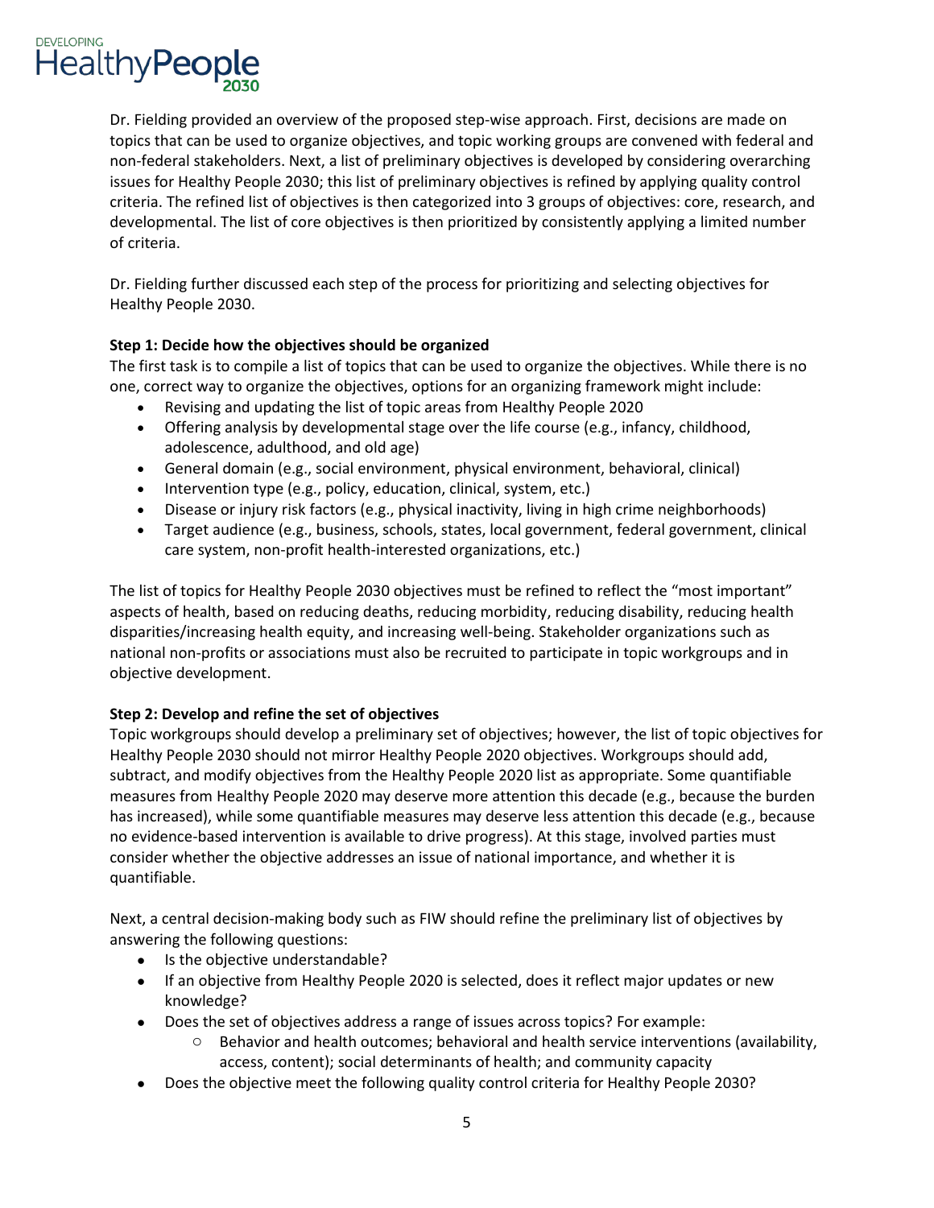Dr. Fielding provided an overview of the proposed step-wise approach. First, decisions are made on topics that can be used to organize objectives, and topic working groups are convened with federal and non-federal stakeholders. Next, a list of preliminary objectives is developed by considering overarching issues for Healthy People 2030; this list of preliminary objectives is refined by applying quality control criteria. The refined list of objectives is then categorized into 3 groups of objectives: core, research, and developmental. The list of core objectives is then prioritized by consistently applying a limited number of criteria.

Dr. Fielding further discussed each step of the process for prioritizing and selecting objectives for Healthy People 2030.

**Step 1: Decide how the objectives should be organized**

The first task is to compile a list of topics that can be used to organize the objectives. While there is no one, correct way to organize the objectives, options for an organizing framework might include:

- Revising and updating the list of topic areas from Healthy People 2020
- Offering analysis by developmental stage over the life course (e.g., infancy, childhood, adolescence, adulthood, and old age)
- General domain (e.g., social environment, physical environment, behavioral, clinical)
- Intervention type (e.g., policy, education, clinical, system, etc.)
- Disease or injury risk factors (e.g., physical inactivity, living in high crime neighborhoods)
- Target audience (e.g., business, schools, states, local government, federal government, clinical care system, non-profit health-interested organizations, etc.)

The list of topics for Healthy People 2030 objectives must be refined to reflect the "most important" aspects of health, based on reducing deaths, reducing morbidity, reducing disability, reducing health disparities/increasing health equity, and increasing well-being. Stakeholder organizations such as national non-profits or associations must also be recruited to participate in topic workgroups and in objective development.

**Step 2: Develop and refine the set of objectives**

Topic workgroups should develop a preliminary set of objectives; however, the list of topic objectives for Healthy People 2030 should not mirror Healthy People 2020 objectives. Workgroups should add, subtract, and modify objectives from the Healthy People 2020 list as appropriate. Some quantifiable measures from Healthy People 2020 may deserve more attention this decade (e.g., because the burden has increased), while some quantifiable measures may deserve less attention this decade (e.g., because no evidence-based intervention is available to drive progress). At this stage, involved parties must consider whether the objective addresses an issue of national importance, and whether it is quantifiable.

Next, a central decision-making body such as FIW should refine the preliminary list of objectives by answering the following questions:

- Is the objective understandable?
- If an objective from Healthy People 2020 is selected, does it reflect major updates or new knowledge?
- Does the set of objectives address a range of issues across topics? For example:
  - Behavior and health outcomes; behavioral and health service interventions (availability, access, content); social determinants of health; and community capacity
- Does the objective meet the following quality control criteria for Healthy People 2030?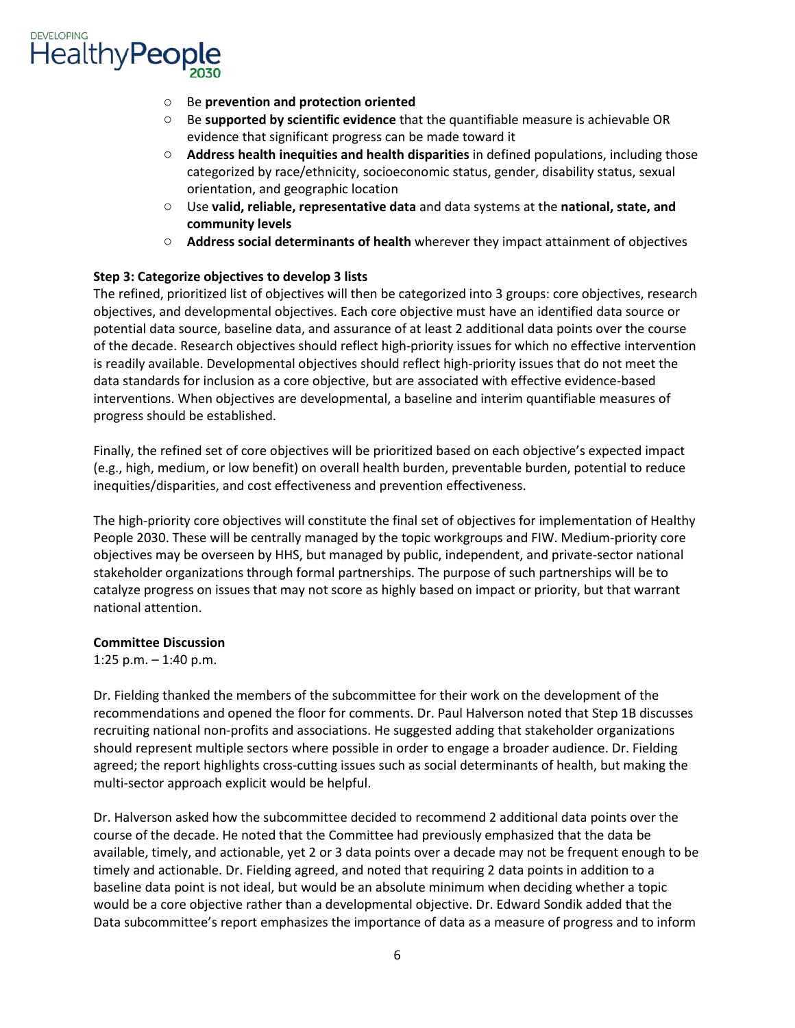- Be **prevention and protection oriented**
- Be **supported by scientific evidence** that the quantifiable measure is achievable OR evidence that significant progress can be made toward it
- **Address health inequities and health disparities** in defined populations, including those categorized by race/ethnicity, socioeconomic status, gender, disability status, sexual orientation, and geographic location
- Use **valid, reliable, representative data** and data systems at the **national, state, and community levels**
- **Address social determinants of health** wherever they impact attainment of objectives

**Step 3: Categorize objectives to develop 3 lists**

The refined, prioritized list of objectives will then be categorized into 3 groups: core objectives, research objectives, and developmental objectives. Each core objective must have an identified data source or potential data source, baseline data, and assurance of at least 2 additional data points over the course of the decade. Research objectives should reflect high-priority issues for which no effective intervention is readily available. Developmental objectives should reflect high-priority issues that do not meet the data standards for inclusion as a core objective, but are associated with effective evidence-based interventions. When objectives are developmental, a baseline and interim quantifiable measures of progress should be established.

Finally, the refined set of core objectives will be prioritized based on each objective's expected impact (e.g., high, medium, or low benefit) on overall health burden, preventable burden, potential to reduce inequities/disparities, and cost effectiveness and prevention effectiveness.

The high-priority core objectives will constitute the final set of objectives for implementation of Healthy People 2030. These will be centrally managed by the topic workgroups and FIW. Medium-priority core objectives may be overseen by HHS, but managed by public, independent, and private-sector national stakeholder organizations through formal partnerships. The purpose of such partnerships will be to catalyze progress on issues that may not score as highly based on impact or priority, but that warrant national attention.

**Committee Discussion**

1:25 p.m. – 1:40 p.m.

Dr. Fielding thanked the members of the subcommittee for their work on the development of the recommendations and opened the floor for comments. Dr. Paul Halverson noted that Step 1B discusses recruiting national non-profits and associations. He suggested adding that stakeholder organizations should represent multiple sectors where possible in order to engage a broader audience. Dr. Fielding agreed; the report highlights cross-cutting issues such as social determinants of health, but making the multi-sector approach explicit would be helpful.

Dr. Halverson asked how the subcommittee decided to recommend 2 additional data points over the course of the decade. He noted that the Committee had previously emphasized that the data be available, timely, and actionable, yet 2 or 3 data points over a decade may not be frequent enough to be timely and actionable. Dr. Fielding agreed, and noted that requiring 2 data points in addition to a baseline data point is not ideal, but would be an absolute minimum when deciding whether a topic would be a core objective rather than a developmental objective. Dr. Edward Sondik added that the Data subcommittee's report emphasizes the importance of data as a measure of progress and to inform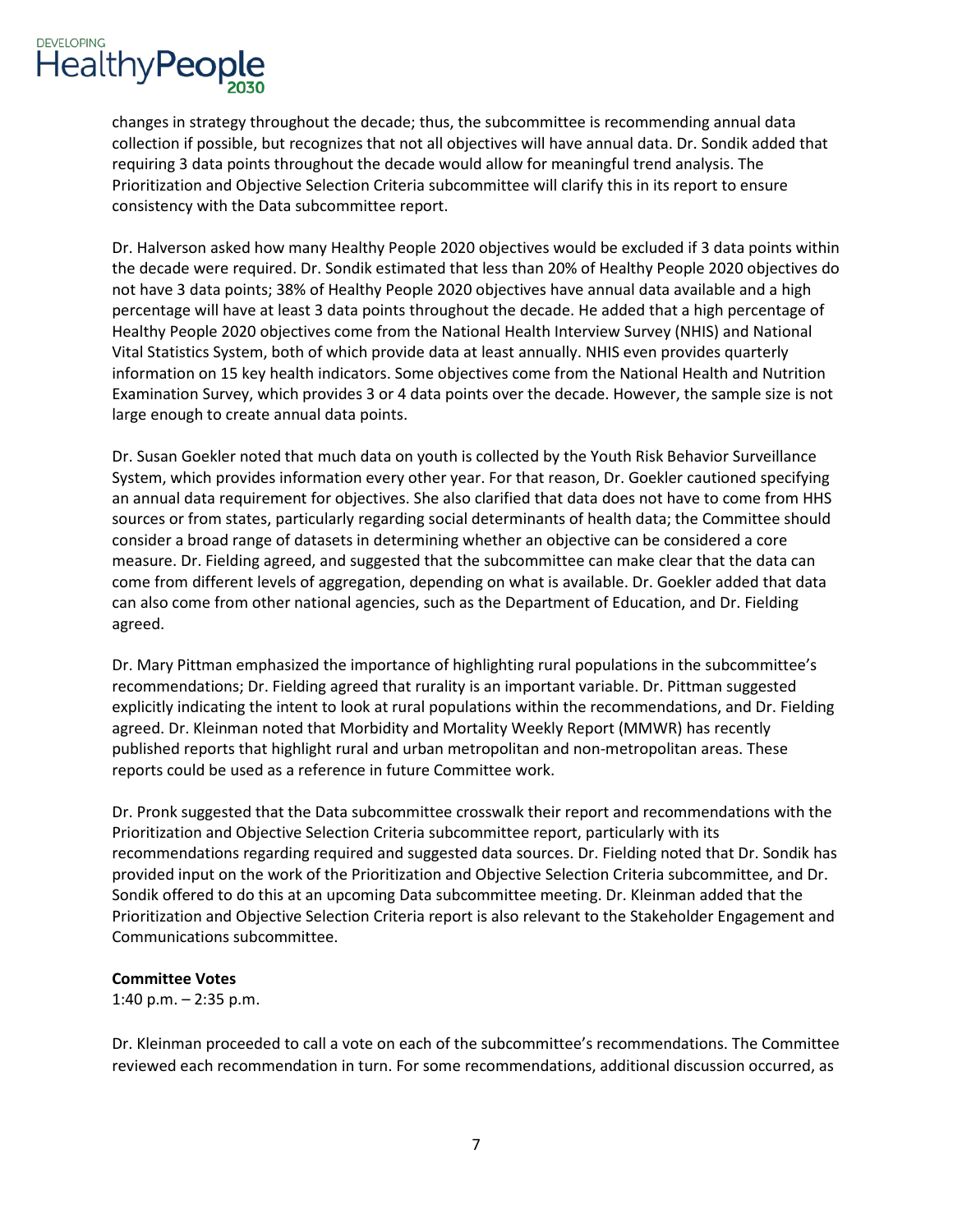changes in strategy throughout the decade; thus, the subcommittee is recommending annual data collection if possible, but recognizes that not all objectives will have annual data. Dr. Sondik added that requiring 3 data points throughout the decade would allow for meaningful trend analysis. The Prioritization and Objective Selection Criteria subcommittee will clarify this in its report to ensure consistency with the Data subcommittee report.

Dr. Halverson asked how many Healthy People 2020 objectives would be excluded if 3 data points within the decade were required. Dr. Sondik estimated that less than 20% of Healthy People 2020 objectives do not have 3 data points; 38% of Healthy People 2020 objectives have annual data available and a high percentage will have at least 3 data points throughout the decade. He added that a high percentage of Healthy People 2020 objectives come from the National Health Interview Survey (NHIS) and National Vital Statistics System, both of which provide data at least annually. NHIS even provides quarterly information on 15 key health indicators. Some objectives come from the National Health and Nutrition Examination Survey, which provides 3 or 4 data points over the decade. However, the sample size is not large enough to create annual data points.

Dr. Susan Goekler noted that much data on youth is collected by the Youth Risk Behavior Surveillance System, which provides information every other year. For that reason, Dr. Goekler cautioned specifying an annual data requirement for objectives. She also clarified that data does not have to come from HHS sources or from states, particularly regarding social determinants of health data; the Committee should consider a broad range of datasets in determining whether an objective can be considered a core measure. Dr. Fielding agreed, and suggested that the subcommittee can make clear that the data can come from different levels of aggregation, depending on what is available. Dr. Goekler added that data can also come from other national agencies, such as the Department of Education, and Dr. Fielding agreed.

Dr. Mary Pittman emphasized the importance of highlighting rural populations in the subcommittee's recommendations; Dr. Fielding agreed that rurality is an important variable. Dr. Pittman suggested explicitly indicating the intent to look at rural populations within the recommendations, and Dr. Fielding agreed. Dr. Kleinman noted that Morbidity and Mortality Weekly Report (MMWR) has recently published reports that highlight rural and urban metropolitan and non-metropolitan areas. These reports could be used as a reference in future Committee work.

Dr. Pronk suggested that the Data subcommittee crosswalk their report and recommendations with the Prioritization and Objective Selection Criteria subcommittee report, particularly with its recommendations regarding required and suggested data sources. Dr. Fielding noted that Dr. Sondik has provided input on the work of the Prioritization and Objective Selection Criteria subcommittee, and Dr. Sondik offered to do this at an upcoming Data subcommittee meeting. Dr. Kleinman added that the Prioritization and Objective Selection Criteria report is also relevant to the Stakeholder Engagement and Communications subcommittee.

**Committee Votes**
1:40 p.m. – 2:35 p.m.

Dr. Kleinman proceeded to call a vote on each of the subcommittee's recommendations. The Committee reviewed each recommendation in turn. For some recommendations, additional discussion occurred, as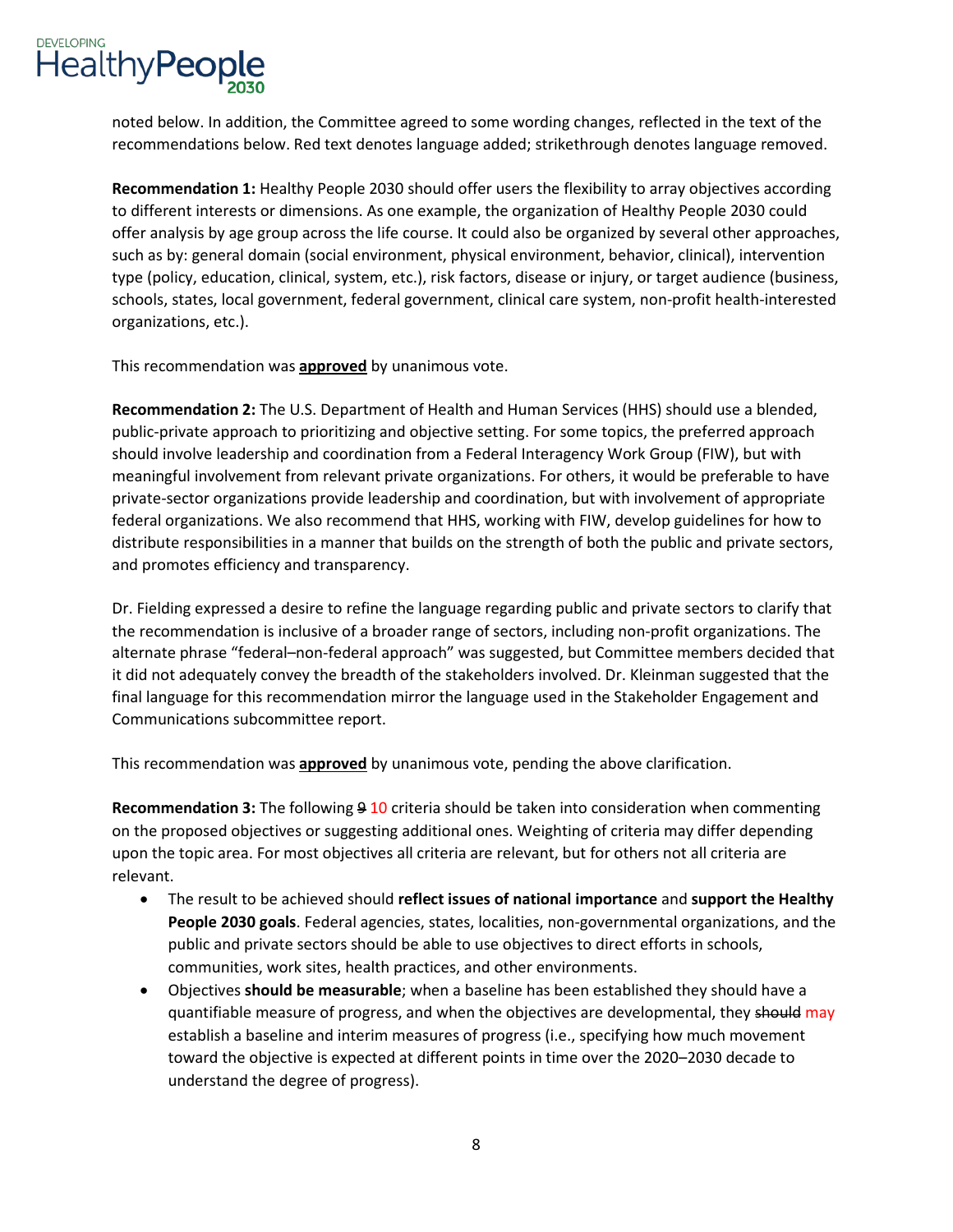noted below. In addition, the Committee agreed to some wording changes, reflected in the text of the recommendations below. Red text denotes language added; strikethrough denotes language removed.

**Recommendation 1:** Healthy People 2030 should offer users the flexibility to array objectives according to different interests or dimensions. As one example, the organization of Healthy People 2030 could offer analysis by age group across the life course. It could also be organized by several other approaches, such as by: general domain (social environment, physical environment, behavior, clinical), intervention type (policy, education, clinical, system, etc.), risk factors, disease or injury, or target audience (business, schools, states, local government, federal government, clinical care system, non-profit health-interested organizations, etc.).

This recommendation was **approved** by unanimous vote.

**Recommendation 2:** The U.S. Department of Health and Human Services (HHS) should use a blended, public-private approach to prioritizing and objective setting. For some topics, the preferred approach should involve leadership and coordination from a Federal Interagency Work Group (FIW), but with meaningful involvement from relevant private organizations. For others, it would be preferable to have private-sector organizations provide leadership and coordination, but with involvement of appropriate federal organizations. We also recommend that HHS, working with FIW, develop guidelines for how to distribute responsibilities in a manner that builds on the strength of both the public and private sectors, and promotes efficiency and transparency.

Dr. Fielding expressed a desire to refine the language regarding public and private sectors to clarify that the recommendation is inclusive of a broader range of sectors, including non-profit organizations. The alternate phrase "federal–non-federal approach" was suggested, but Committee members decided that it did not adequately convey the breadth of the stakeholders involved. Dr. Kleinman suggested that the final language for this recommendation mirror the language used in the Stakeholder Engagement and Communications subcommittee report.

This recommendation was **approved** by unanimous vote, pending the above clarification.

**Recommendation 3:** The following ~~9~~ 10 criteria should be taken into consideration when commenting on the proposed objectives or suggesting additional ones. Weighting of criteria may differ depending upon the topic area. For most objectives all criteria are relevant, but for others not all criteria are relevant.

- The result to be achieved should **reflect issues of national importance** and **support the Healthy People 2030 goals**. Federal agencies, states, localities, non-governmental organizations, and the public and private sectors should be able to use objectives to direct efforts in schools, communities, work sites, health practices, and other environments.
- Objectives **should be measurable**; when a baseline has been established they should have a quantifiable measure of progress, and when the objectives are developmental, they ~~should~~ may establish a baseline and interim measures of progress (i.e., specifying how much movement toward the objective is expected at different points in time over the 2020–2030 decade to understand the degree of progress).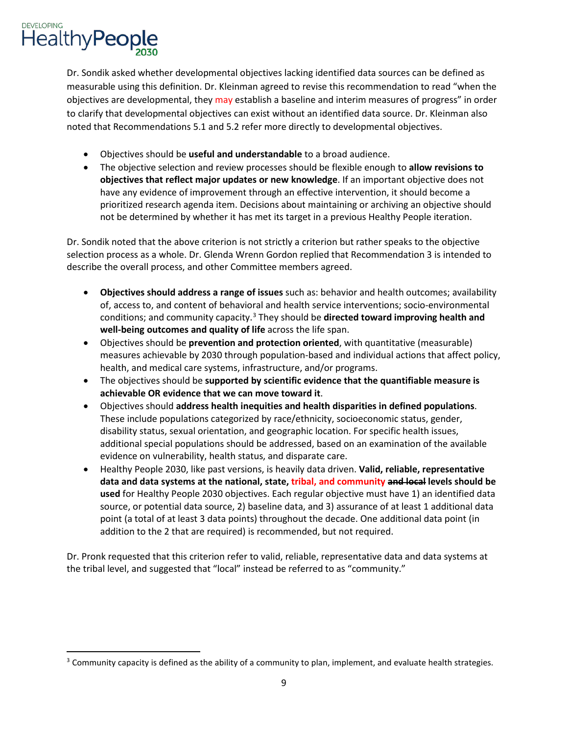Dr. Sondik asked whether developmental objectives lacking identified data sources can be defined as measurable using this definition. Dr. Kleinman agreed to revise this recommendation to read "when the objectives are developmental, they may establish a baseline and interim measures of progress" in order to clarify that developmental objectives can exist without an identified data source. Dr. Kleinman also noted that Recommendations 5.1 and 5.2 refer more directly to developmental objectives.

- Objectives should be **useful and understandable** to a broad audience.
- The objective selection and review processes should be flexible enough to **allow revisions to objectives that reflect major updates or new knowledge**. If an important objective does not have any evidence of improvement through an effective intervention, it should become a prioritized research agenda item. Decisions about maintaining or archiving an objective should not be determined by whether it has met its target in a previous Healthy People iteration.

Dr. Sondik noted that the above criterion is not strictly a criterion but rather speaks to the objective selection process as a whole. Dr. Glenda Wrenn Gordon replied that Recommendation 3 is intended to describe the overall process, and other Committee members agreed.

- **Objectives should address a range of issues** such as: behavior and health outcomes; availability of, access to, and content of behavioral and health service interventions; socio-environmental conditions; and community capacity.[3] They should be **directed toward improving health and well-being outcomes and quality of life** across the life span.
- Objectives should be **prevention and protection oriented**, with quantitative (measurable) measures achievable by 2030 through population-based and individual actions that affect policy, health, and medical care systems, infrastructure, and/or programs.
- The objectives should be **supported by scientific evidence that the quantifiable measure is achievable OR evidence that we can move toward it**.
- Objectives should **address health inequities and health disparities in defined populations**. These include populations categorized by race/ethnicity, socioeconomic status, gender, disability status, sexual orientation, and geographic location. For specific health issues, additional special populations should be addressed, based on an examination of the available evidence on vulnerability, health status, and disparate care.
- Healthy People 2030, like past versions, is heavily data driven. **Valid, reliable, representative data and data systems at the national, state, tribal, and community ~~and local~~ levels should be used** for Healthy People 2030 objectives. Each regular objective must have 1) an identified data source, or potential data source, 2) baseline data, and 3) assurance of at least 1 additional data point (a total of at least 3 data points) throughout the decade. One additional data point (in addition to the 2 that are required) is recommended, but not required.

Dr. Pronk requested that this criterion refer to valid, reliable, representative data and data systems at the tribal level, and suggested that "local" instead be referred to as "community."

---

[3] Community capacity is defined as the ability of a community to plan, implement, and evaluate health strategies.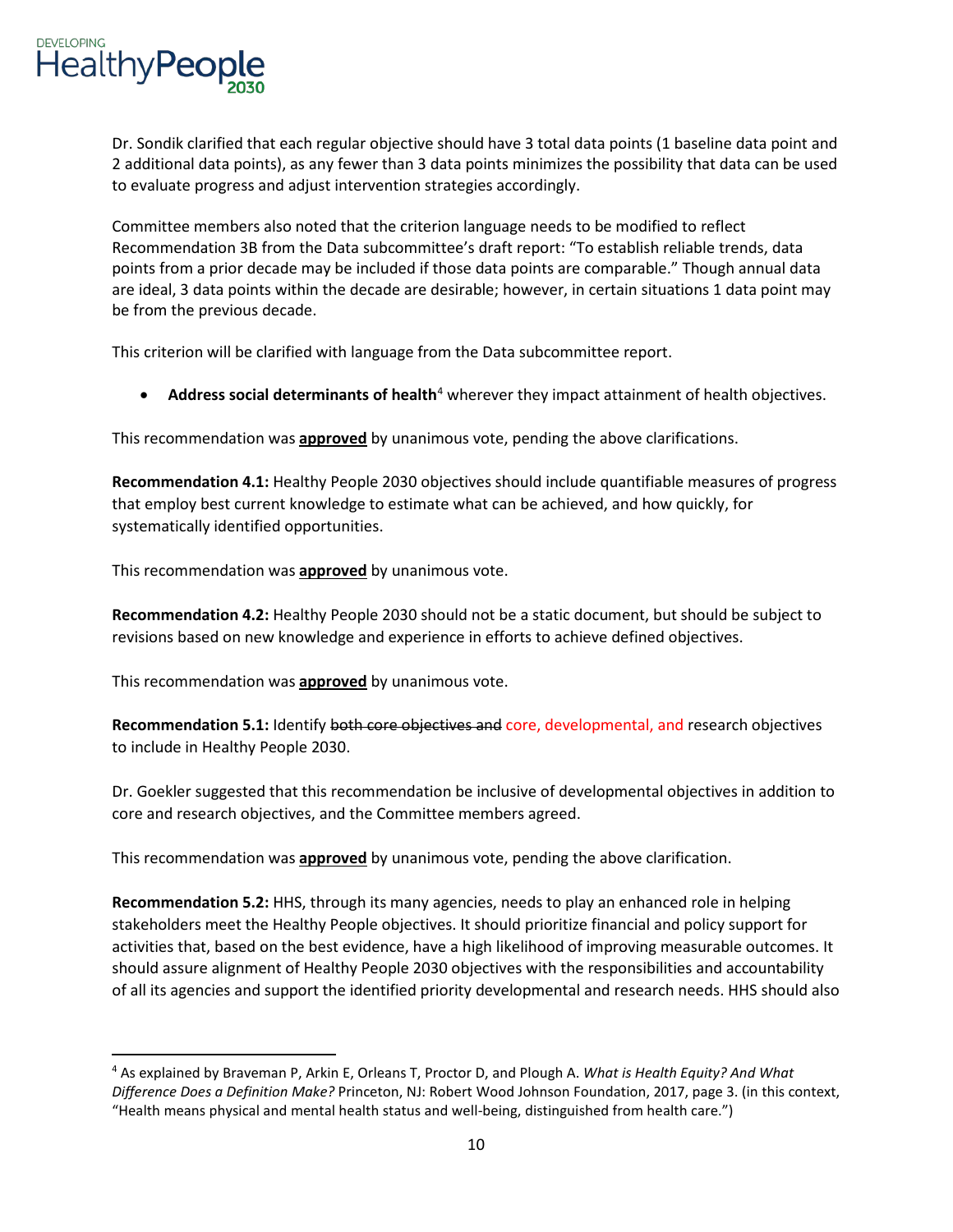Dr. Sondik clarified that each regular objective should have 3 total data points (1 baseline data point and 2 additional data points), as any fewer than 3 data points minimizes the possibility that data can be used to evaluate progress and adjust intervention strategies accordingly.

Committee members also noted that the criterion language needs to be modified to reflect Recommendation 3B from the Data subcommittee's draft report: "To establish reliable trends, data points from a prior decade may be included if those data points are comparable." Though annual data are ideal, 3 data points within the decade are desirable; however, in certain situations 1 data point may be from the previous decade.

This criterion will be clarified with language from the Data subcommittee report.

- **Address social determinants of health**[4] wherever they impact attainment of health objectives.

This recommendation was **approved** by unanimous vote, pending the above clarifications.

**Recommendation 4.1:** Healthy People 2030 objectives should include quantifiable measures of progress that employ best current knowledge to estimate what can be achieved, and how quickly, for systematically identified opportunities.

This recommendation was **approved** by unanimous vote.

**Recommendation 4.2:** Healthy People 2030 should not be a static document, but should be subject to revisions based on new knowledge and experience in efforts to achieve defined objectives.

This recommendation was **approved** by unanimous vote.

**Recommendation 5.1:** Identify ~~both core objectives and~~ core, developmental, and research objectives to include in Healthy People 2030.

Dr. Goekler suggested that this recommendation be inclusive of developmental objectives in addition to core and research objectives, and the Committee members agreed.

This recommendation was **approved** by unanimous vote, pending the above clarification.

**Recommendation 5.2:** HHS, through its many agencies, needs to play an enhanced role in helping stakeholders meet the Healthy People objectives. It should prioritize financial and policy support for activities that, based on the best evidence, have a high likelihood of improving measurable outcomes. It should assure alignment of Healthy People 2030 objectives with the responsibilities and accountability of all its agencies and support the identified priority developmental and research needs. HHS should also

[4] As explained by Braveman P, Arkin E, Orleans T, Proctor D, and Plough A. *What is Health Equity? And What Difference Does a Definition Make?* Princeton, NJ: Robert Wood Johnson Foundation, 2017, page 3. (in this context, "Health means physical and mental health status and well-being, distinguished from health care.")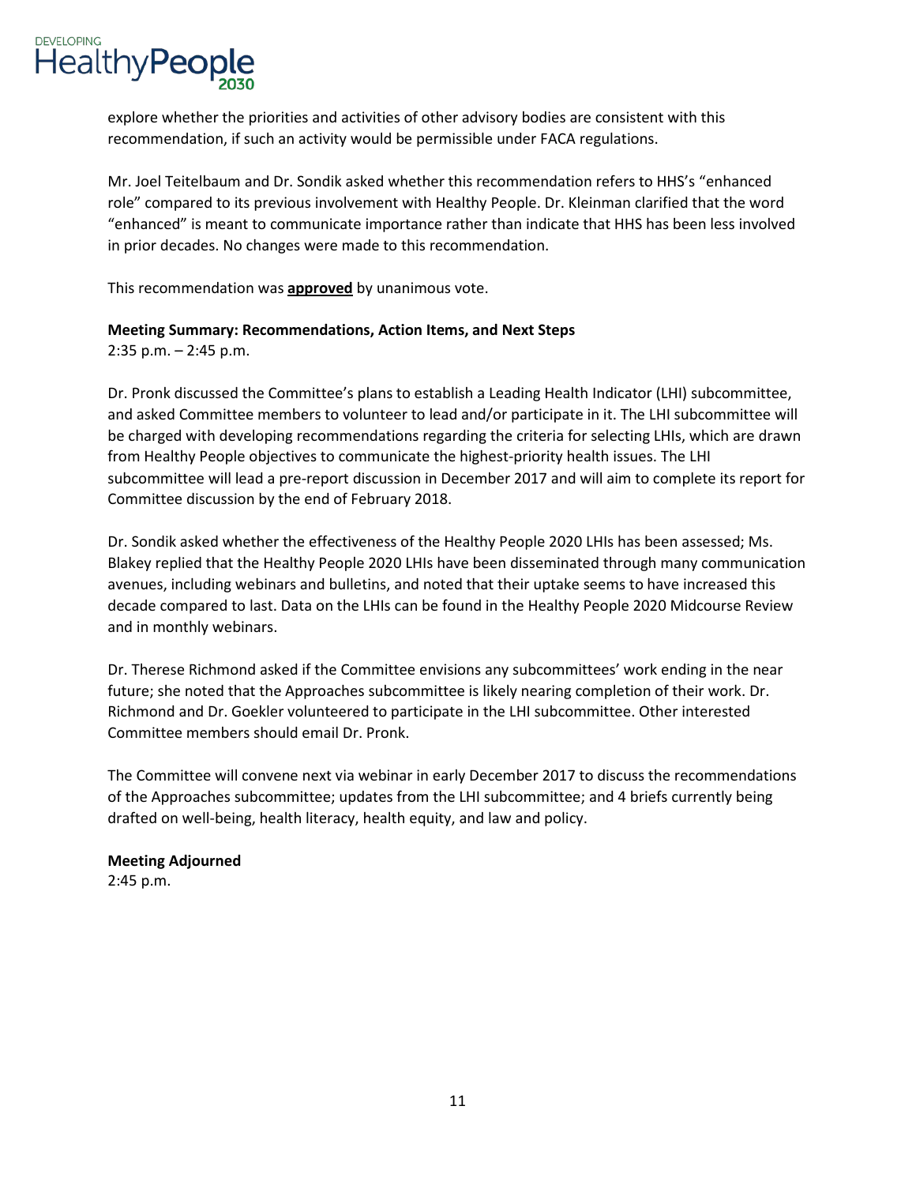explore whether the priorities and activities of other advisory bodies are consistent with this recommendation, if such an activity would be permissible under FACA regulations.

Mr. Joel Teitelbaum and Dr. Sondik asked whether this recommendation refers to HHS's "enhanced role" compared to its previous involvement with Healthy People. Dr. Kleinman clarified that the word "enhanced" is meant to communicate importance rather than indicate that HHS has been less involved in prior decades. No changes were made to this recommendation.

This recommendation was **approved** by unanimous vote.

**Meeting Summary: Recommendations, Action Items, and Next Steps**
2:35 p.m. – 2:45 p.m.

Dr. Pronk discussed the Committee's plans to establish a Leading Health Indicator (LHI) subcommittee, and asked Committee members to volunteer to lead and/or participate in it. The LHI subcommittee will be charged with developing recommendations regarding the criteria for selecting LHIs, which are drawn from Healthy People objectives to communicate the highest-priority health issues. The LHI subcommittee will lead a pre-report discussion in December 2017 and will aim to complete its report for Committee discussion by the end of February 2018.

Dr. Sondik asked whether the effectiveness of the Healthy People 2020 LHIs has been assessed; Ms. Blakey replied that the Healthy People 2020 LHIs have been disseminated through many communication avenues, including webinars and bulletins, and noted that their uptake seems to have increased this decade compared to last. Data on the LHIs can be found in the Healthy People 2020 Midcourse Review and in monthly webinars.

Dr. Therese Richmond asked if the Committee envisions any subcommittees' work ending in the near future; she noted that the Approaches subcommittee is likely nearing completion of their work. Dr. Richmond and Dr. Goekler volunteered to participate in the LHI subcommittee. Other interested Committee members should email Dr. Pronk.

The Committee will convene next via webinar in early December 2017 to discuss the recommendations of the Approaches subcommittee; updates from the LHI subcommittee; and 4 briefs currently being drafted on well-being, health literacy, health equity, and law and policy.

**Meeting Adjourned**
2:45 p.m.